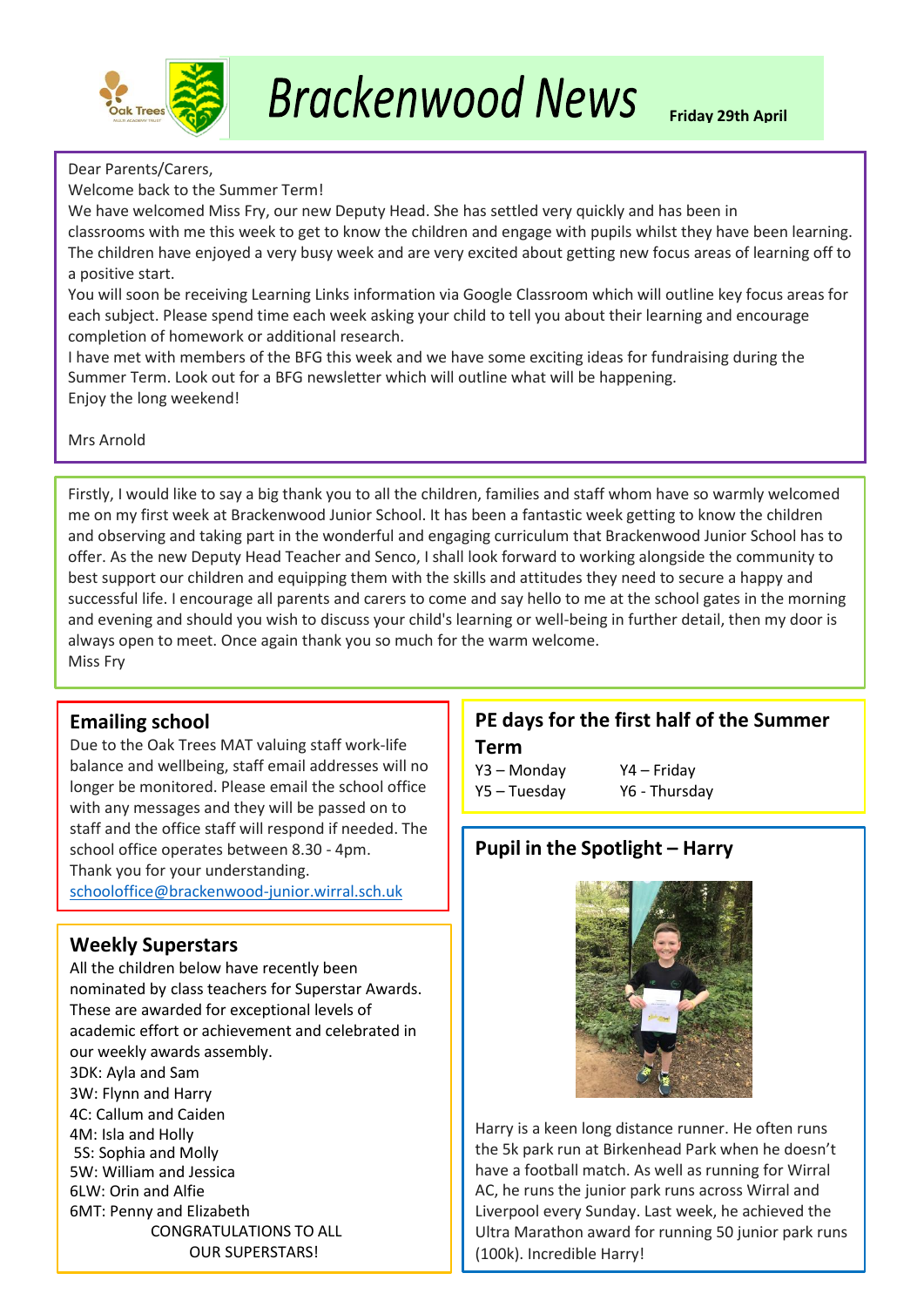# Brackenwood News

**Friday 29th April**

Dear Parents/Carers,

Welcome back to the Summer Term!

We have welcomed Miss Fry, our new Deputy Head. She has settled very quickly and has been in classrooms with me this week to get to know the children and engage with pupils whilst they have been learning. The children have enjoyed a very busy week and are very excited about getting new focus areas of learning off to a positive start.

You will soon be receiving Learning Links information via Google Classroom which will outline key focus areas for each subject. Please spend time each week asking your child to tell you about their learning and encourage completion of homework or additional research.

I have met with members of the BFG this week and we have some exciting ideas for fundraising during the Summer Term. Look out for a BFG newsletter which will outline what will be happening.

Enjoy the long weekend!

Mrs Arnold

Firstly, I would like to say a big thank you to all the children, families and staff whom have so warmly welcomed me on my first week at Brackenwood Junior School. It has been a fantastic week getting to know the children and observing and taking part in the wonderful and engaging curriculum that Brackenwood Junior School has to offer. As the new Deputy Head Teacher and Senco, I shall look forward to working alongside the community to best support our children and equipping them with the skills and attitudes they need to secure a happy and successful life. I encourage all parents and carers to come and say hello to me at the school gates in the morning and evening and should you wish to discuss your child's learning or well-being in further detail, then my door is always open to meet. Once again thank you so much for the warm welcome.

Miss Fry

## Emailing school

Due to the Oak Trees MAT valuing staff work-life balance and wellbeing, staff email addresses will no longer be monitored. Please email the school office with any messages and they will be passed on to staff and the office staff will respond if needed. The school office operates between 8.30 - 4pm.

Thank you for your understanding.

schooloffice@brackenwood-junior.wirral.sch.uk

## Weekly Superstars

All the children below have recently been nominated by class teachers for Superstar Awards. These are awarded for exceptional levels of academic effort or achievement and celebrated in our weekly awards assembly.

3DK: Ayla and Sam
3W: Flynn and Harry
4C: Callum and Caiden
4M: Isla and Holly
5S: Sophia and Molly
5W: William and Jessica
6LW: Orin and Alfie
6MT: Penny and Elizabeth

CONGRATULATIONS TO ALL OUR SUPERSTARS!

## PE days for the first half of the Summer Term

Y3 – Monday
Y4 – Friday
Y5 – Tuesday
Y6 - Thursday

## Pupil in the Spotlight – Harry

Harry is a keen long distance runner. He often runs the 5k park run at Birkenhead Park when he doesn't have a football match. As well as running for Wirral AC, he runs the junior park runs across Wirral and Liverpool every Sunday. Last week, he achieved the Ultra Marathon award for running 50 junior park runs (100k). Incredible Harry!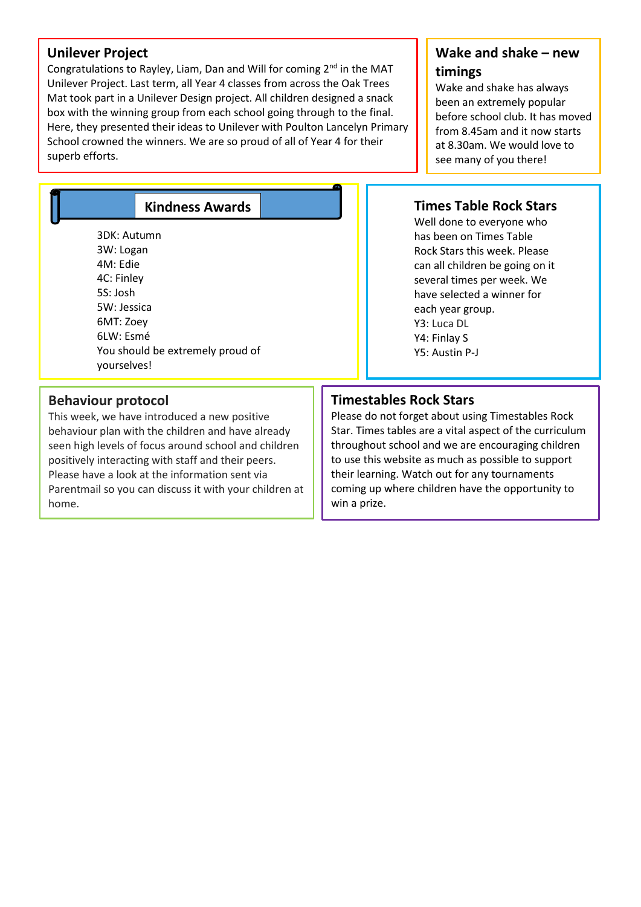## Unilever Project

Congratulations to Rayley, Liam, Dan and Will for coming 2nd in the MAT Unilever Project. Last term, all Year 4 classes from across the Oak Trees Mat took part in a Unilever Design project. All children designed a snack box with the winning group from each school going through to the final. Here, they presented their ideas to Unilever with Poulton Lancelyn Primary School crowned the winners. We are so proud of all of Year 4 for their superb efforts.

## Wake and shake – new timings

Wake and shake has always been an extremely popular before school club. It has moved from 8.45am and it now starts at 8.30am. We would love to see many of you there!

## Kindness Awards

3DK: Autumn
3W: Logan
4M: Edie
4C: Finley
5S: Josh
5W: Jessica
6MT: Zoey
6LW: Esmé
You should be extremely proud of yourselves!

## Times Table Rock Stars

Well done to everyone who has been on Times Table Rock Stars this week. Please can all children be going on it several times per week. We have selected a winner for each year group.

Y3: Luca DL
Y4: Finlay S
Y5: Austin P-J

## Behaviour protocol

This week, we have introduced a new positive behaviour plan with the children and have already seen high levels of focus around school and children positively interacting with staff and their peers. Please have a look at the information sent via Parentmail so you can discuss it with your children at home.

## Timestables Rock Stars

Please do not forget about using Timestables Rock Star. Times tables are a vital aspect of the curriculum throughout school and we are encouraging children to use this website as much as possible to support their learning. Watch out for any tournaments coming up where children have the opportunity to win a prize.